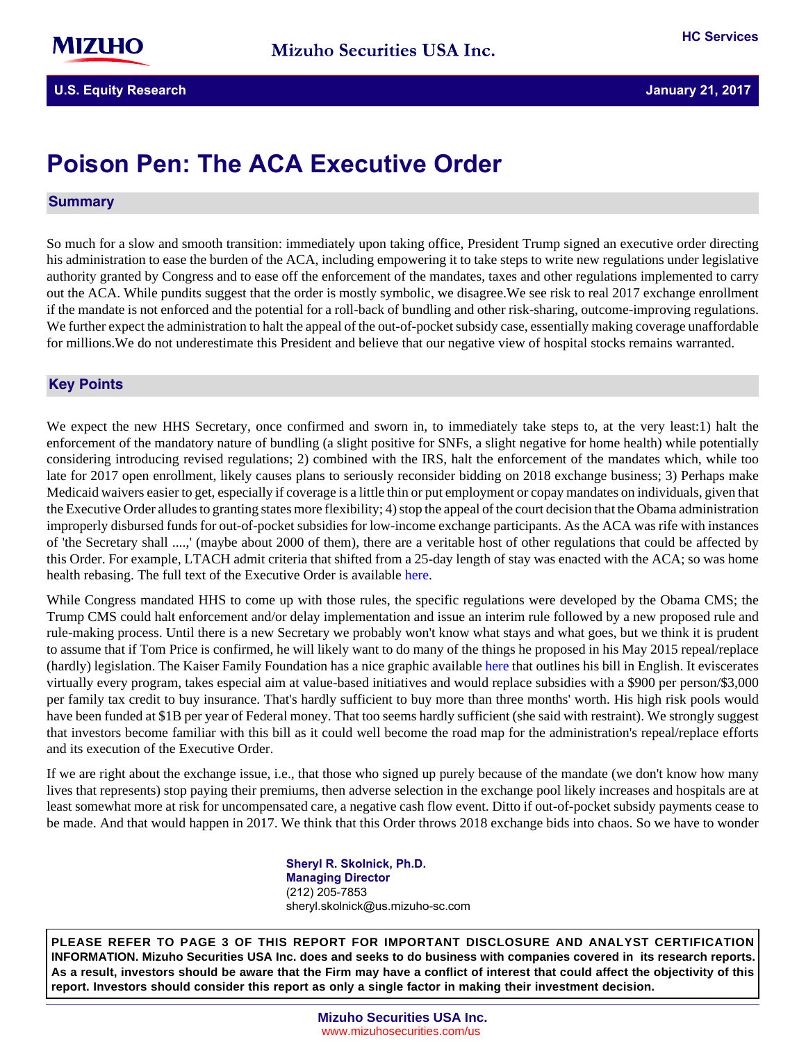Mizuho Securities USA Inc.

HC Services

U.S. Equity Research | January 21, 2017

# Poison Pen: The ACA Executive Order

## Summary

So much for a slow and smooth transition: immediately upon taking office, President Trump signed an executive order directing his administration to ease the burden of the ACA, including empowering it to take steps to write new regulations under legislative authority granted by Congress and to ease off the enforcement of the mandates, taxes and other regulations implemented to carry out the ACA. While pundits suggest that the order is mostly symbolic, we disagree.We see risk to real 2017 exchange enrollment if the mandate is not enforced and the potential for a roll-back of bundling and other risk-sharing, outcome-improving regulations. We further expect the administration to halt the appeal of the out-of-pocket subsidy case, essentially making coverage unaffordable for millions.We do not underestimate this President and believe that our negative view of hospital stocks remains warranted.

## Key Points

We expect the new HHS Secretary, once confirmed and sworn in, to immediately take steps to, at the very least:1) halt the enforcement of the mandatory nature of bundling (a slight positive for SNFs, a slight negative for home health) while potentially considering introducing revised regulations; 2) combined with the IRS, halt the enforcement of the mandates which, while too late for 2017 open enrollment, likely causes plans to seriously reconsider bidding on 2018 exchange business; 3) Perhaps make Medicaid waivers easier to get, especially if coverage is a little thin or put employment or copay mandates on individuals, given that the Executive Order alludes to granting states more flexibility; 4) stop the appeal of the court decision that the Obama administration improperly disbursed funds for out-of-pocket subsidies for low-income exchange participants. As the ACA was rife with instances of 'the Secretary shall ....,' (maybe about 2000 of them), there are a veritable host of other regulations that could be affected by this Order. For example, LTACH admit criteria that shifted from a 25-day length of stay was enacted with the ACA; so was home health rebasing. The full text of the Executive Order is available here.

While Congress mandated HHS to come up with those rules, the specific regulations were developed by the Obama CMS; the Trump CMS could halt enforcement and/or delay implementation and issue an interim rule followed by a new proposed rule and rule-making process. Until there is a new Secretary we probably won't know what stays and what goes, but we think it is prudent to assume that if Tom Price is confirmed, he will likely want to do many of the things he proposed in his May 2015 repeal/replace (hardly) legislation. The Kaiser Family Foundation has a nice graphic available here that outlines his bill in English. It eviscerates virtually every program, takes especial aim at value-based initiatives and would replace subsidies with a $900 per person/$3,000 per family tax credit to buy insurance. That's hardly sufficient to buy more than three months' worth. His high risk pools would have been funded at $1B per year of Federal money. That too seems hardly sufficient (she said with restraint). We strongly suggest that investors become familiar with this bill as it could well become the road map for the administration's repeal/replace efforts and its execution of the Executive Order.

If we are right about the exchange issue, i.e., that those who signed up purely because of the mandate (we don't know how many lives that represents) stop paying their premiums, then adverse selection in the exchange pool likely increases and hospitals are at least somewhat more at risk for uncompensated care, a negative cash flow event. Ditto if out-of-pocket subsidy payments cease to be made. And that would happen in 2017. We think that this Order throws 2018 exchange bids into chaos. So we have to wonder

**Sheryl R. Skolnick, Ph.D.**
**Managing Director**
(212) 205-7853
sheryl.skolnick@us.mizuho-sc.com

**PLEASE REFER TO PAGE 3 OF THIS REPORT FOR IMPORTANT DISCLOSURE AND ANALYST CERTIFICATION INFORMATION. Mizuho Securities USA Inc. does and seeks to do business with companies covered in its research reports. As a result, investors should be aware that the Firm may have a conflict of interest that could affect the objectivity of this report. Investors should consider this report as only a single factor in making their investment decision.**

Mizuho Securities USA Inc.
www.mizuhosecurities.com/us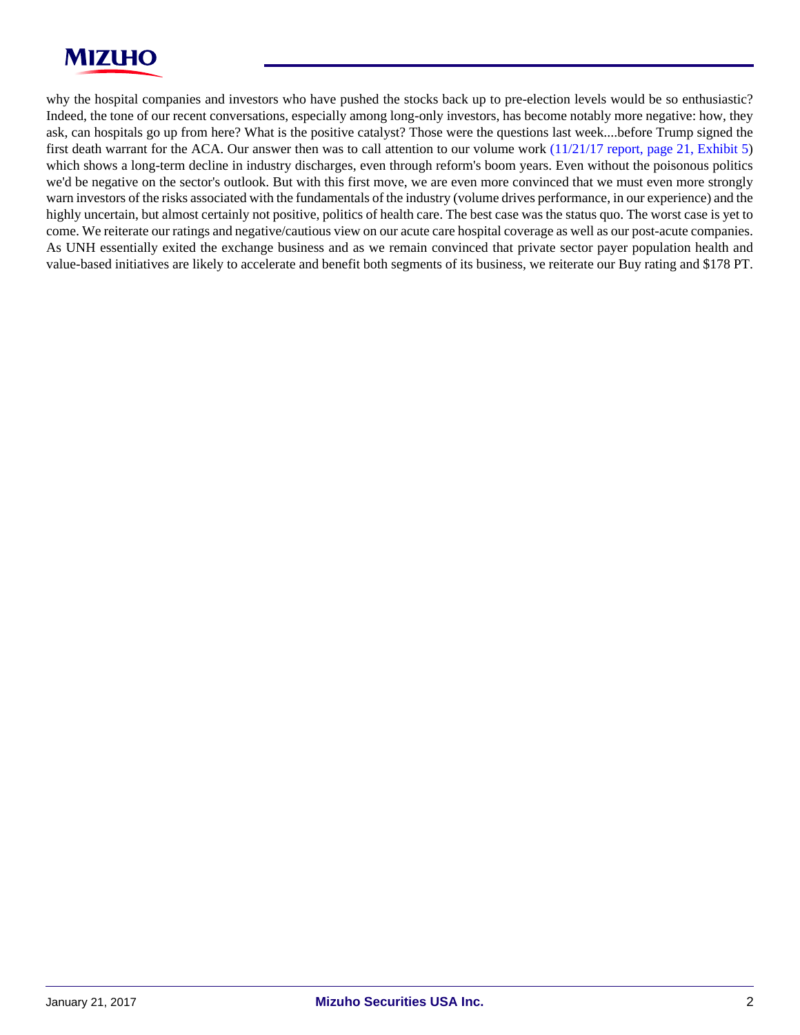why the hospital companies and investors who have pushed the stocks back up to pre-election levels would be so enthusiastic? Indeed, the tone of our recent conversations, especially among long-only investors, has become notably more negative: how, they ask, can hospitals go up from here? What is the positive catalyst? Those were the questions last week....before Trump signed the first death warrant for the ACA. Our answer then was to call attention to our volume work (11/21/17 report, page 21, Exhibit 5) which shows a long-term decline in industry discharges, even through reform's boom years. Even without the poisonous politics we'd be negative on the sector's outlook. But with this first move, we are even more convinced that we must even more strongly warn investors of the risks associated with the fundamentals of the industry (volume drives performance, in our experience) and the highly uncertain, but almost certainly not positive, politics of health care. The best case was the status quo. The worst case is yet to come. We reiterate our ratings and negative/cautious view on our acute care hospital coverage as well as our post-acute companies. As UNH essentially exited the exchange business and as we remain convinced that private sector payer population health and value-based initiatives are likely to accelerate and benefit both segments of its business, we reiterate our Buy rating and $178 PT.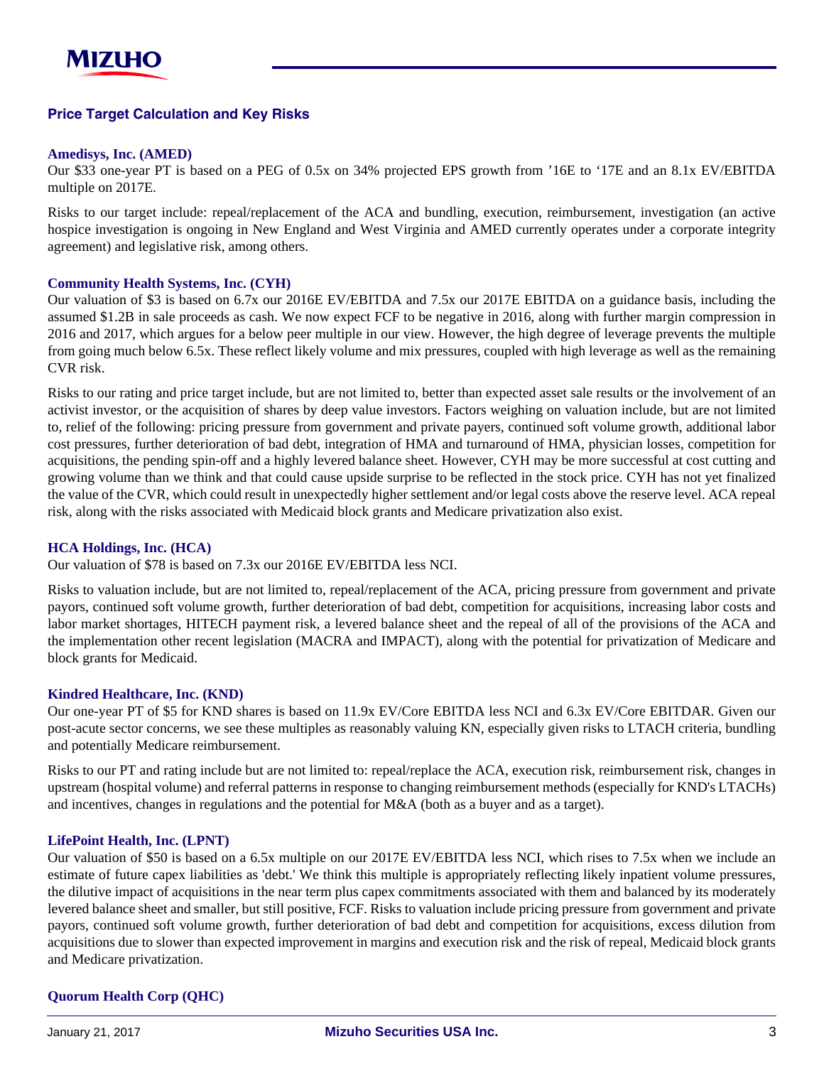## Price Target Calculation and Key Risks

### Amedisys, Inc. (AMED)

Our $33 one-year PT is based on a PEG of 0.5x on 34% projected EPS growth from ’16E to ‘17E and an 8.1x EV/EBITDA multiple on 2017E.

Risks to our target include: repeal/replacement of the ACA and bundling, execution, reimbursement, investigation (an active hospice investigation is ongoing in New England and West Virginia and AMED currently operates under a corporate integrity agreement) and legislative risk, among others.

### Community Health Systems, Inc. (CYH)

Our valuation of $3 is based on 6.7x our 2016E EV/EBITDA and 7.5x our 2017E EBITDA on a guidance basis, including the assumed $1.2B in sale proceeds as cash. We now expect FCF to be negative in 2016, along with further margin compression in 2016 and 2017, which argues for a below peer multiple in our view. However, the high degree of leverage prevents the multiple from going much below 6.5x. These reflect likely volume and mix pressures, coupled with high leverage as well as the remaining CVR risk.

Risks to our rating and price target include, but are not limited to, better than expected asset sale results or the involvement of an activist investor, or the acquisition of shares by deep value investors. Factors weighing on valuation include, but are not limited to, relief of the following: pricing pressure from government and private payers, continued soft volume growth, additional labor cost pressures, further deterioration of bad debt, integration of HMA and turnaround of HMA, physician losses, competition for acquisitions, the pending spin-off and a highly levered balance sheet. However, CYH may be more successful at cost cutting and growing volume than we think and that could cause upside surprise to be reflected in the stock price. CYH has not yet finalized the value of the CVR, which could result in unexpectedly higher settlement and/or legal costs above the reserve level. ACA repeal risk, along with the risks associated with Medicaid block grants and Medicare privatization also exist.

### HCA Holdings, Inc. (HCA)

Our valuation of $78 is based on 7.3x our 2016E EV/EBITDA less NCI.

Risks to valuation include, but are not limited to, repeal/replacement of the ACA, pricing pressure from government and private payors, continued soft volume growth, further deterioration of bad debt, competition for acquisitions, increasing labor costs and labor market shortages, HITECH payment risk, a levered balance sheet and the repeal of all of the provisions of the ACA and the implementation other recent legislation (MACRA and IMPACT), along with the potential for privatization of Medicare and block grants for Medicaid.

### Kindred Healthcare, Inc. (KND)

Our one-year PT of $5 for KND shares is based on 11.9x EV/Core EBITDA less NCI and 6.3x EV/Core EBITDAR. Given our post-acute sector concerns, we see these multiples as reasonably valuing KN, especially given risks to LTACH criteria, bundling and potentially Medicare reimbursement.

Risks to our PT and rating include but are not limited to: repeal/replace the ACA, execution risk, reimbursement risk, changes in upstream (hospital volume) and referral patterns in response to changing reimbursement methods (especially for KND's LTACHs) and incentives, changes in regulations and the potential for M&A (both as a buyer and as a target).

### LifePoint Health, Inc. (LPNT)

Our valuation of $50 is based on a 6.5x multiple on our 2017E EV/EBITDA less NCI, which rises to 7.5x when we include an estimate of future capex liabilities as 'debt.' We think this multiple is appropriately reflecting likely inpatient volume pressures, the dilutive impact of acquisitions in the near term plus capex commitments associated with them and balanced by its moderately levered balance sheet and smaller, but still positive, FCF. Risks to valuation include pricing pressure from government and private payors, continued soft volume growth, further deterioration of bad debt and competition for acquisitions, excess dilution from acquisitions due to slower than expected improvement in margins and execution risk and the risk of repeal, Medicaid block grants and Medicare privatization.

### Quorum Health Corp (QHC)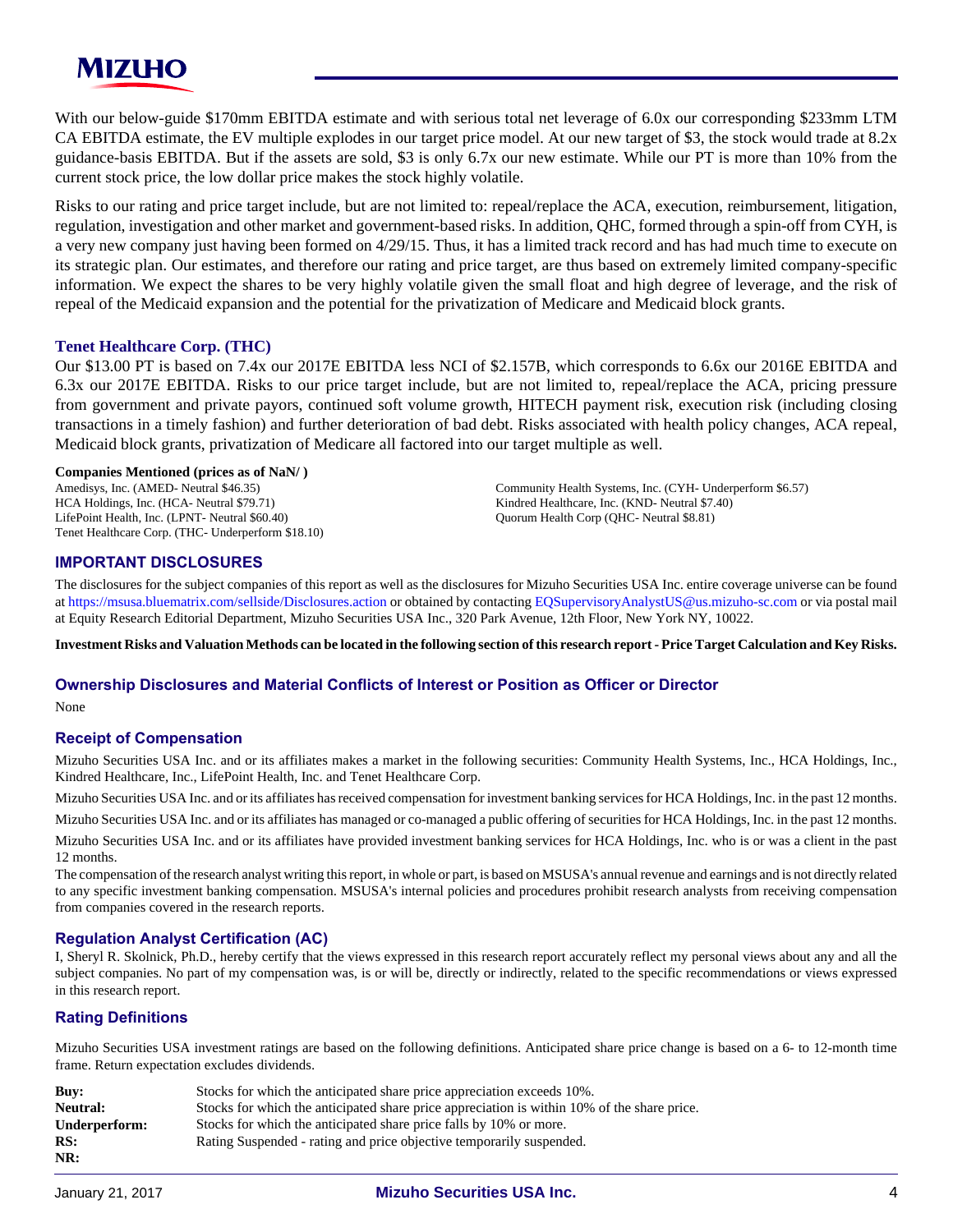With our below-guide $170mm EBITDA estimate and with serious total net leverage of 6.0x our corresponding $233mm LTM CA EBITDA estimate, the EV multiple explodes in our target price model. At our new target of $3, the stock would trade at 8.2x guidance-basis EBITDA. But if the assets are sold, $3 is only 6.7x our new estimate. While our PT is more than 10% from the current stock price, the low dollar price makes the stock highly volatile.

Risks to our rating and price target include, but are not limited to: repeal/replace the ACA, execution, reimbursement, litigation, regulation, investigation and other market and government-based risks. In addition, QHC, formed through a spin-off from CYH, is a very new company just having been formed on 4/29/15. Thus, it has a limited track record and has had much time to execute on its strategic plan. Our estimates, and therefore our rating and price target, are thus based on extremely limited company-specific information. We expect the shares to be very highly volatile given the small float and high degree of leverage, and the risk of repeal of the Medicaid expansion and the potential for the privatization of Medicare and Medicaid block grants.

### Tenet Healthcare Corp. (THC)

Our $13.00 PT is based on 7.4x our 2017E EBITDA less NCI of $2.157B, which corresponds to 6.6x our 2016E EBITDA and 6.3x our 2017E EBITDA. Risks to our price target include, but are not limited to, repeal/replace the ACA, pricing pressure from government and private payors, continued soft volume growth, HITECH payment risk, execution risk (including closing transactions in a timely fashion) and further deterioration of bad debt. Risks associated with health policy changes, ACA repeal, Medicaid block grants, privatization of Medicare all factored into our target multiple as well.

**Companies Mentioned (prices as of NaN/ )**

Amedisys, Inc. (AMED- Neutral $46.35)
HCA Holdings, Inc. (HCA- Neutral $79.71)
LifePoint Health, Inc. (LPNT- Neutral $60.40)
Tenet Healthcare Corp. (THC- Underperform $18.10)
Community Health Systems, Inc. (CYH- Underperform $6.57)
Kindred Healthcare, Inc. (KND- Neutral $7.40)
Quorum Health Corp (QHC- Neutral $8.81)

## IMPORTANT DISCLOSURES

The disclosures for the subject companies of this report as well as the disclosures for Mizuho Securities USA Inc. entire coverage universe can be found at https://msusa.bluematrix.com/sellside/Disclosures.action or obtained by contacting EQSupervisoryAnalystUS@us.mizuho-sc.com or via postal mail at Equity Research Editorial Department, Mizuho Securities USA Inc., 320 Park Avenue, 12th Floor, New York NY, 10022.

**Investment Risks and Valuation Methods can be located in the following section of this research report - Price Target Calculation and Key Risks.**

### Ownership Disclosures and Material Conflicts of Interest or Position as Officer or Director

None

### Receipt of Compensation

Mizuho Securities USA Inc. and or its affiliates makes a market in the following securities: Community Health Systems, Inc., HCA Holdings, Inc., Kindred Healthcare, Inc., LifePoint Health, Inc. and Tenet Healthcare Corp.

Mizuho Securities USA Inc. and or its affiliates has received compensation for investment banking services for HCA Holdings, Inc. in the past 12 months.

Mizuho Securities USA Inc. and or its affiliates has managed or co-managed a public offering of securities for HCA Holdings, Inc. in the past 12 months.

Mizuho Securities USA Inc. and or its affiliates have provided investment banking services for HCA Holdings, Inc. who is or was a client in the past 12 months.

The compensation of the research analyst writing this report, in whole or part, is based on MSUSA's annual revenue and earnings and is not directly related to any specific investment banking compensation. MSUSA's internal policies and procedures prohibit research analysts from receiving compensation from companies covered in the research reports.

### Regulation Analyst Certification (AC)

I, Sheryl R. Skolnick, Ph.D., hereby certify that the views expressed in this research report accurately reflect my personal views about any and all the subject companies. No part of my compensation was, is or will be, directly or indirectly, related to the specific recommendations or views expressed in this research report.

### Rating Definitions

Mizuho Securities USA investment ratings are based on the following definitions. Anticipated share price change is based on a 6- to 12-month time frame. Return expectation excludes dividends.

| | |
|---|---|
| **Buy:** | Stocks for which the anticipated share price appreciation exceeds 10%. |
| **Neutral:** | Stocks for which the anticipated share price appreciation is within 10% of the share price. |
| **Underperform:** | Stocks for which the anticipated share price falls by 10% or more. |
| **RS:** | Rating Suspended - rating and price objective temporarily suspended. |
| **NR:** | |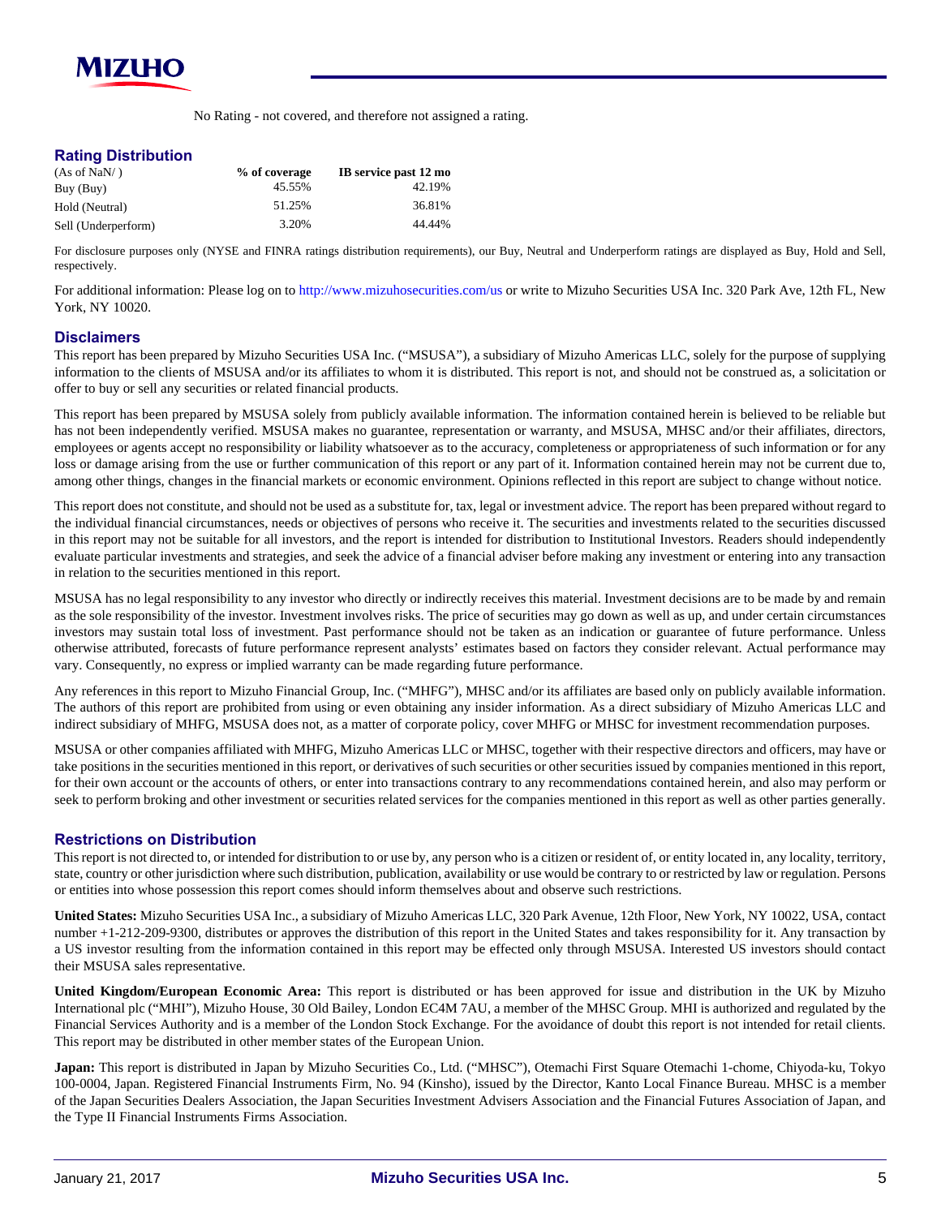No Rating - not covered, and therefore not assigned a rating.

## Rating Distribution

| (As of NaN/ ) | % of coverage | IB service past 12 mo |
|---|---|---|
| Buy (Buy) | 45.55% | 42.19% |
| Hold (Neutral) | 51.25% | 36.81% |
| Sell (Underperform) | 3.20% | 44.44% |

For disclosure purposes only (NYSE and FINRA ratings distribution requirements), our Buy, Neutral and Underperform ratings are displayed as Buy, Hold and Sell, respectively.

For additional information: Please log on to http://www.mizuhosecurities.com/us or write to Mizuho Securities USA Inc. 320 Park Ave, 12th FL, New York, NY 10020.

## Disclaimers

This report has been prepared by Mizuho Securities USA Inc. ("MSUSA"), a subsidiary of Mizuho Americas LLC, solely for the purpose of supplying information to the clients of MSUSA and/or its affiliates to whom it is distributed. This report is not, and should not be construed as, a solicitation or offer to buy or sell any securities or related financial products.

This report has been prepared by MSUSA solely from publicly available information. The information contained herein is believed to be reliable but has not been independently verified. MSUSA makes no guarantee, representation or warranty, and MSUSA, MHSC and/or their affiliates, directors, employees or agents accept no responsibility or liability whatsoever as to the accuracy, completeness or appropriateness of such information or for any loss or damage arising from the use or further communication of this report or any part of it. Information contained herein may not be current due to, among other things, changes in the financial markets or economic environment. Opinions reflected in this report are subject to change without notice.

This report does not constitute, and should not be used as a substitute for, tax, legal or investment advice. The report has been prepared without regard to the individual financial circumstances, needs or objectives of persons who receive it. The securities and investments related to the securities discussed in this report may not be suitable for all investors, and the report is intended for distribution to Institutional Investors. Readers should independently evaluate particular investments and strategies, and seek the advice of a financial adviser before making any investment or entering into any transaction in relation to the securities mentioned in this report.

MSUSA has no legal responsibility to any investor who directly or indirectly receives this material. Investment decisions are to be made by and remain as the sole responsibility of the investor. Investment involves risks. The price of securities may go down as well as up, and under certain circumstances investors may sustain total loss of investment. Past performance should not be taken as an indication or guarantee of future performance. Unless otherwise attributed, forecasts of future performance represent analysts' estimates based on factors they consider relevant. Actual performance may vary. Consequently, no express or implied warranty can be made regarding future performance.

Any references in this report to Mizuho Financial Group, Inc. ("MHFG"), MHSC and/or its affiliates are based only on publicly available information. The authors of this report are prohibited from using or even obtaining any insider information. As a direct subsidiary of Mizuho Americas LLC and indirect subsidiary of MHFG, MSUSA does not, as a matter of corporate policy, cover MHFG or MHSC for investment recommendation purposes.

MSUSA or other companies affiliated with MHFG, Mizuho Americas LLC or MHSC, together with their respective directors and officers, may have or take positions in the securities mentioned in this report, or derivatives of such securities or other securities issued by companies mentioned in this report, for their own account or the accounts of others, or enter into transactions contrary to any recommendations contained herein, and also may perform or seek to perform broking and other investment or securities related services for the companies mentioned in this report as well as other parties generally.

## Restrictions on Distribution

This report is not directed to, or intended for distribution to or use by, any person who is a citizen or resident of, or entity located in, any locality, territory, state, country or other jurisdiction where such distribution, publication, availability or use would be contrary to or restricted by law or regulation. Persons or entities into whose possession this report comes should inform themselves about and observe such restrictions.

**United States:** Mizuho Securities USA Inc., a subsidiary of Mizuho Americas LLC, 320 Park Avenue, 12th Floor, New York, NY 10022, USA, contact number +1-212-209-9300, distributes or approves the distribution of this report in the United States and takes responsibility for it. Any transaction by a US investor resulting from the information contained in this report may be effected only through MSUSA. Interested US investors should contact their MSUSA sales representative.

**United Kingdom/European Economic Area:** This report is distributed or has been approved for issue and distribution in the UK by Mizuho International plc ("MHI"), Mizuho House, 30 Old Bailey, London EC4M 7AU, a member of the MHSC Group. MHI is authorized and regulated by the Financial Services Authority and is a member of the London Stock Exchange. For the avoidance of doubt this report is not intended for retail clients. This report may be distributed in other member states of the European Union.

**Japan:** This report is distributed in Japan by Mizuho Securities Co., Ltd. ("MHSC"), Otemachi First Square Otemachi 1-chome, Chiyoda-ku, Tokyo 100-0004, Japan. Registered Financial Instruments Firm, No. 94 (Kinsho), issued by the Director, Kanto Local Finance Bureau. MHSC is a member of the Japan Securities Dealers Association, the Japan Securities Investment Advisers Association and the Financial Futures Association of Japan, and the Type II Financial Instruments Firms Association.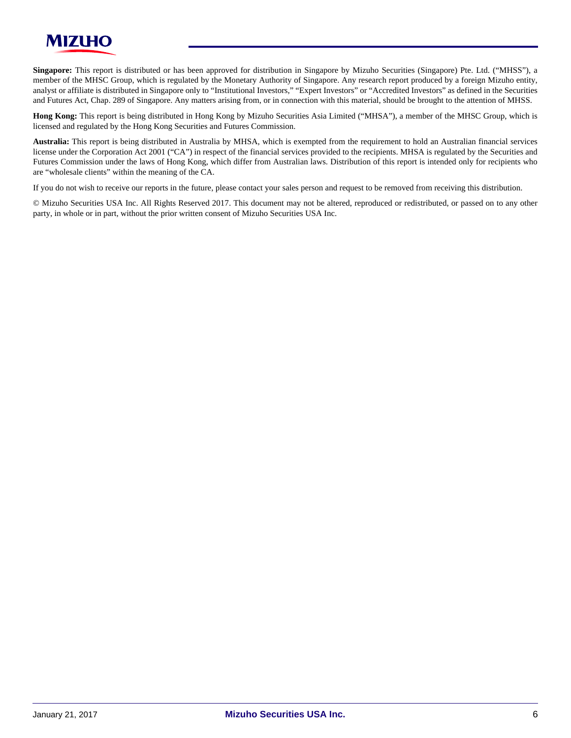**Singapore:** This report is distributed or has been approved for distribution in Singapore by Mizuho Securities (Singapore) Pte. Ltd. ("MHSS"), a member of the MHSC Group, which is regulated by the Monetary Authority of Singapore. Any research report produced by a foreign Mizuho entity, analyst or affiliate is distributed in Singapore only to "Institutional Investors," "Expert Investors" or "Accredited Investors" as defined in the Securities and Futures Act, Chap. 289 of Singapore. Any matters arising from, or in connection with this material, should be brought to the attention of MHSS.

**Hong Kong:** This report is being distributed in Hong Kong by Mizuho Securities Asia Limited ("MHSA"), a member of the MHSC Group, which is licensed and regulated by the Hong Kong Securities and Futures Commission.

**Australia:** This report is being distributed in Australia by MHSA, which is exempted from the requirement to hold an Australian financial services license under the Corporation Act 2001 ("CA") in respect of the financial services provided to the recipients. MHSA is regulated by the Securities and Futures Commission under the laws of Hong Kong, which differ from Australian laws. Distribution of this report is intended only for recipients who are "wholesale clients" within the meaning of the CA.

If you do not wish to receive our reports in the future, please contact your sales person and request to be removed from receiving this distribution.

© Mizuho Securities USA Inc. All Rights Reserved 2017. This document may not be altered, reproduced or redistributed, or passed on to any other party, in whole or in part, without the prior written consent of Mizuho Securities USA Inc.